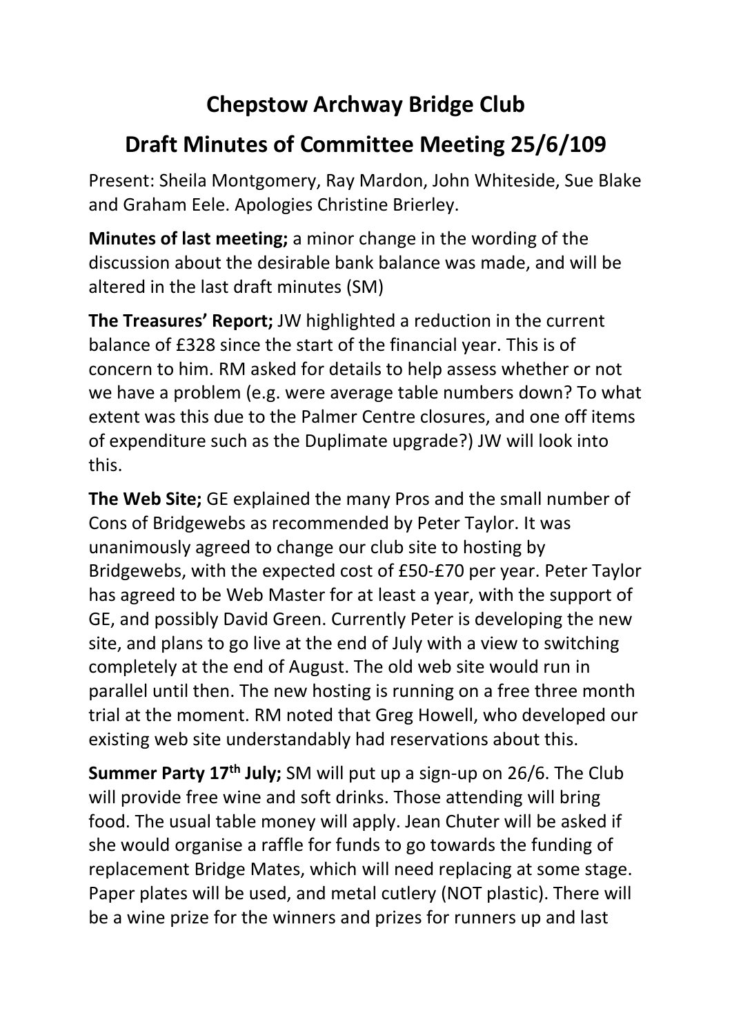# Chepstow Archway Bridge Club

## Draft Minutes of Committee Meeting 25/6/109

Present: Sheila Montgomery, Ray Mardon, John Whiteside, Sue Blake and Graham Eele. Apologies Christine Brierley.

**Minutes of last meeting;** a minor change in the wording of the discussion about the desirable bank balance was made, and will be altered in the last draft minutes (SM)

**The Treasures' Report;** JW highlighted a reduction in the current balance of £328 since the start of the financial year. This is of concern to him. RM asked for details to help assess whether or not we have a problem (e.g. were average table numbers down? To what extent was this due to the Palmer Centre closures, and one off items of expenditure such as the Duplimate upgrade?) JW will look into this.

**The Web Site;** GE explained the many Pros and the small number of Cons of Bridgewebs as recommended by Peter Taylor. It was unanimously agreed to change our club site to hosting by Bridgewebs, with the expected cost of £50-£70 per year. Peter Taylor has agreed to be Web Master for at least a year, with the support of GE, and possibly David Green. Currently Peter is developing the new site, and plans to go live at the end of July with a view to switching completely at the end of August. The old web site would run in parallel until then. The new hosting is running on a free three month trial at the moment. RM noted that Greg Howell, who developed our existing web site understandably had reservations about this.

**Summer Party 17th July;** SM will put up a sign-up on 26/6. The Club will provide free wine and soft drinks. Those attending will bring food. The usual table money will apply. Jean Chuter will be asked if she would organise a raffle for funds to go towards the funding of replacement Bridge Mates, which will need replacing at some stage. Paper plates will be used, and metal cutlery (NOT plastic). There will be a wine prize for the winners and prizes for runners up and last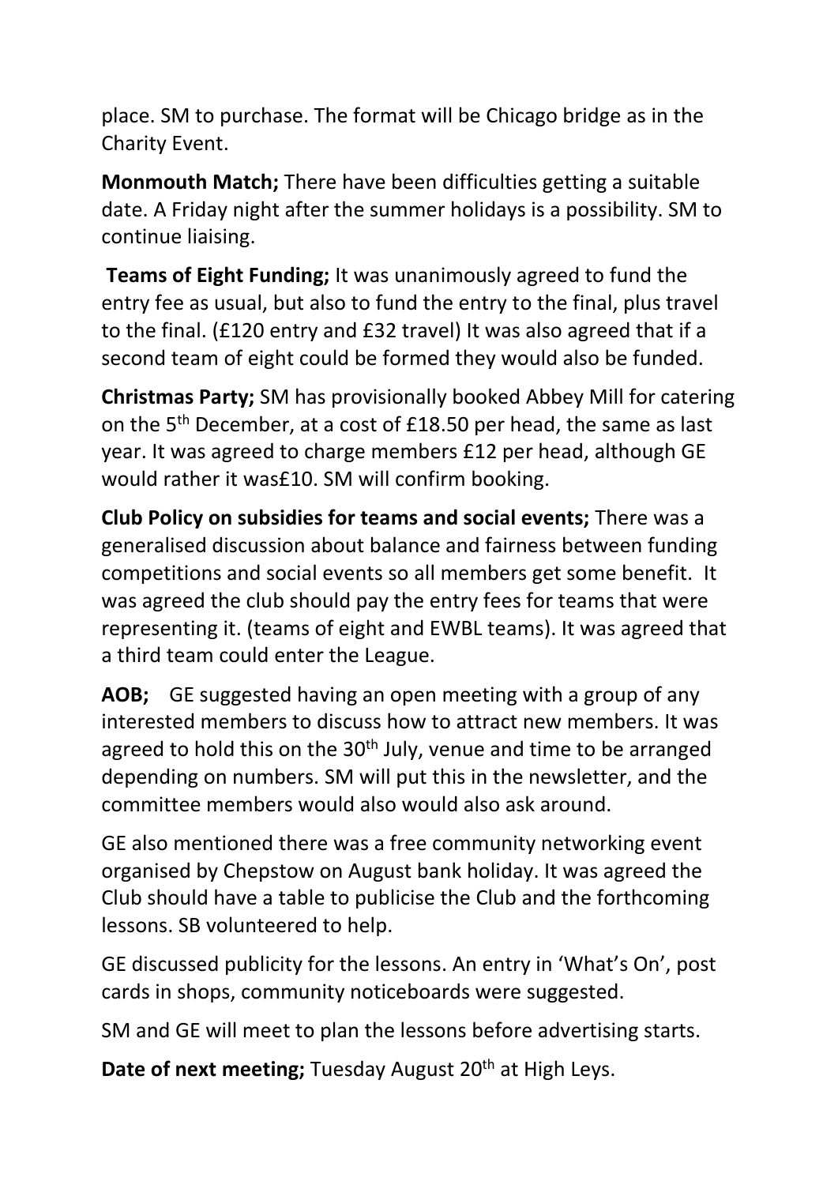place. SM to purchase. The format will be Chicago bridge as in the Charity Event.

**Monmouth Match;** There have been difficulties getting a suitable date. A Friday night after the summer holidays is a possibility. SM to continue liaising.

**Teams of Eight Funding;** It was unanimously agreed to fund the entry fee as usual, but also to fund the entry to the final, plus travel to the final. (£120 entry and £32 travel) It was also agreed that if a second team of eight could be formed they would also be funded.

**Christmas Party;** SM has provisionally booked Abbey Mill for catering on the 5th December, at a cost of £18.50 per head, the same as last year. It was agreed to charge members £12 per head, although GE would rather it was£10. SM will confirm booking.

**Club Policy on subsidies for teams and social events;** There was a generalised discussion about balance and fairness between funding competitions and social events so all members get some benefit. It was agreed the club should pay the entry fees for teams that were representing it. (teams of eight and EWBL teams). It was agreed that a third team could enter the League.

**AOB;** GE suggested having an open meeting with a group of any interested members to discuss how to attract new members. It was agreed to hold this on the 30th July, venue and time to be arranged depending on numbers. SM will put this in the newsletter, and the committee members would also would also ask around.

GE also mentioned there was a free community networking event organised by Chepstow on August bank holiday. It was agreed the Club should have a table to publicise the Club and the forthcoming lessons. SB volunteered to help.

GE discussed publicity for the lessons. An entry in 'What's On', post cards in shops, community noticeboards were suggested.

SM and GE will meet to plan the lessons before advertising starts.

**Date of next meeting;** Tuesday August 20th at High Leys.